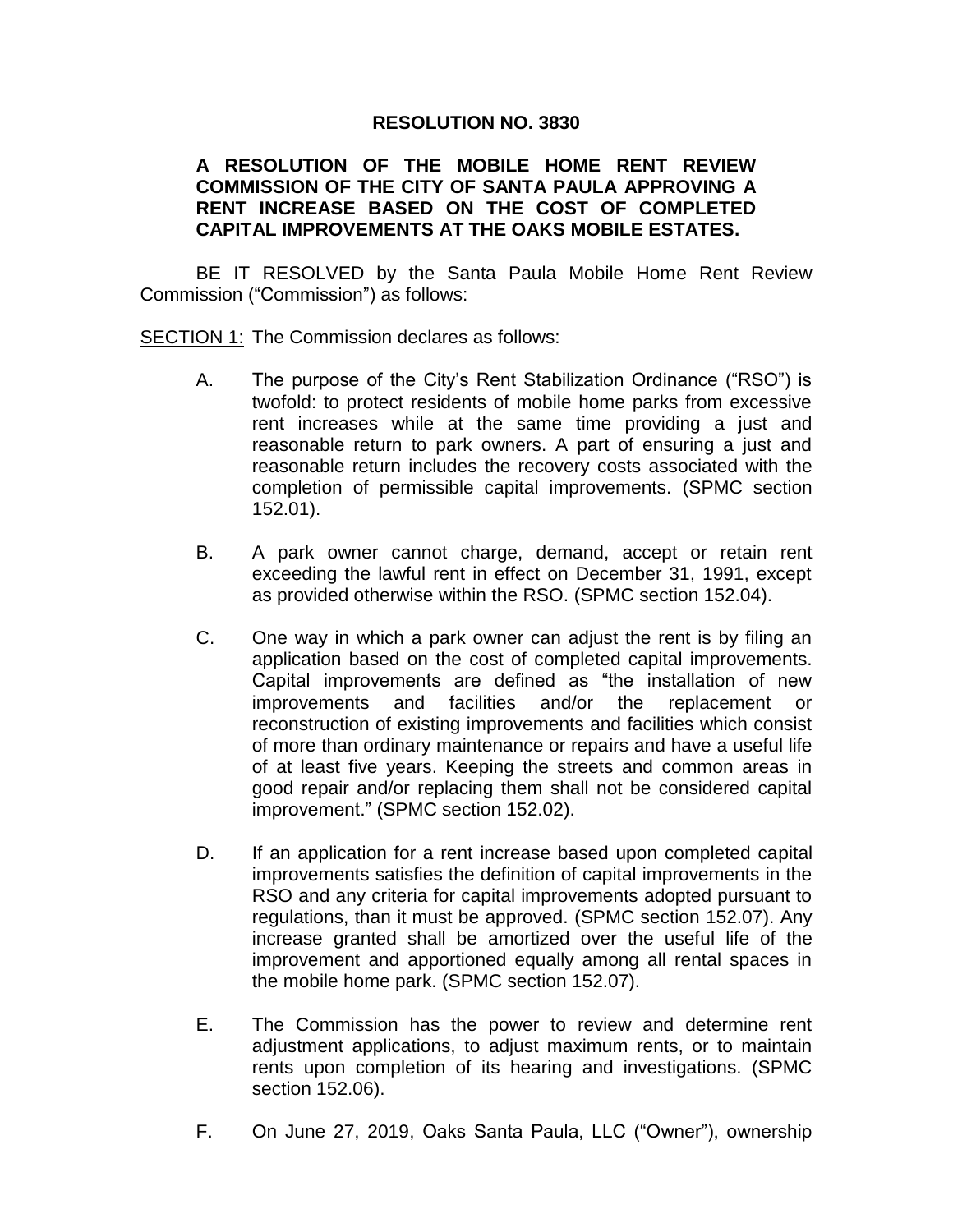# RESOLUTION NO. 3830

**A RESOLUTION OF THE MOBILE HOME RENT REVIEW COMMISSION OF THE CITY OF SANTA PAULA APPROVING A RENT INCREASE BASED ON THE COST OF COMPLETED CAPITAL IMPROVEMENTS AT THE OAKS MOBILE ESTATES.**

BE IT RESOLVED by the Santa Paula Mobile Home Rent Review Commission ("Commission") as follows:

SECTION 1: The Commission declares as follows:

A. The purpose of the City's Rent Stabilization Ordinance ("RSO") is twofold: to protect residents of mobile home parks from excessive rent increases while at the same time providing a just and reasonable return to park owners. A part of ensuring a just and reasonable return includes the recovery costs associated with the completion of permissible capital improvements. (SPMC section 152.01).

B. A park owner cannot charge, demand, accept or retain rent exceeding the lawful rent in effect on December 31, 1991, except as provided otherwise within the RSO. (SPMC section 152.04).

C. One way in which a park owner can adjust the rent is by filing an application based on the cost of completed capital improvements. Capital improvements are defined as "the installation of new improvements and facilities and/or the replacement or reconstruction of existing improvements and facilities which consist of more than ordinary maintenance or repairs and have a useful life of at least five years. Keeping the streets and common areas in good repair and/or replacing them shall not be considered capital improvement." (SPMC section 152.02).

D. If an application for a rent increase based upon completed capital improvements satisfies the definition of capital improvements in the RSO and any criteria for capital improvements adopted pursuant to regulations, than it must be approved. (SPMC section 152.07). Any increase granted shall be amortized over the useful life of the improvement and apportioned equally among all rental spaces in the mobile home park. (SPMC section 152.07).

E. The Commission has the power to review and determine rent adjustment applications, to adjust maximum rents, or to maintain rents upon completion of its hearing and investigations. (SPMC section 152.06).

F. On June 27, 2019, Oaks Santa Paula, LLC ("Owner"), ownership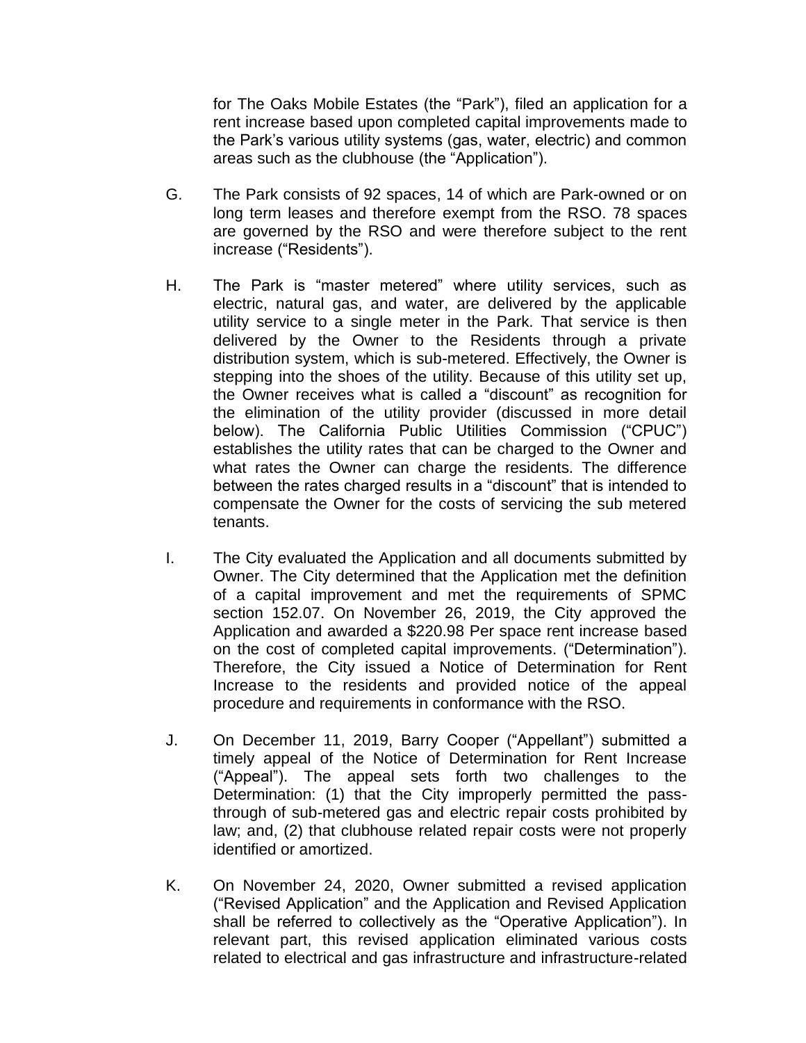for The Oaks Mobile Estates (the "Park"), filed an application for a rent increase based upon completed capital improvements made to the Park's various utility systems (gas, water, electric) and common areas such as the clubhouse (the "Application").

G. The Park consists of 92 spaces, 14 of which are Park-owned or on long term leases and therefore exempt from the RSO. 78 spaces are governed by the RSO and were therefore subject to the rent increase ("Residents").

H. The Park is "master metered" where utility services, such as electric, natural gas, and water, are delivered by the applicable utility service to a single meter in the Park. That service is then delivered by the Owner to the Residents through a private distribution system, which is sub-metered. Effectively, the Owner is stepping into the shoes of the utility. Because of this utility set up, the Owner receives what is called a "discount" as recognition for the elimination of the utility provider (discussed in more detail below). The California Public Utilities Commission ("CPUC") establishes the utility rates that can be charged to the Owner and what rates the Owner can charge the residents. The difference between the rates charged results in a "discount" that is intended to compensate the Owner for the costs of servicing the sub metered tenants.

I. The City evaluated the Application and all documents submitted by Owner. The City determined that the Application met the definition of a capital improvement and met the requirements of SPMC section 152.07. On November 26, 2019, the City approved the Application and awarded a $220.98 Per space rent increase based on the cost of completed capital improvements. ("Determination"). Therefore, the City issued a Notice of Determination for Rent Increase to the residents and provided notice of the appeal procedure and requirements in conformance with the RSO.

J. On December 11, 2019, Barry Cooper ("Appellant") submitted a timely appeal of the Notice of Determination for Rent Increase ("Appeal"). The appeal sets forth two challenges to the Determination: (1) that the City improperly permitted the pass-through of sub-metered gas and electric repair costs prohibited by law; and, (2) that clubhouse related repair costs were not properly identified or amortized.

K. On November 24, 2020, Owner submitted a revised application ("Revised Application" and the Application and Revised Application shall be referred to collectively as the "Operative Application"). In relevant part, this revised application eliminated various costs related to electrical and gas infrastructure and infrastructure-related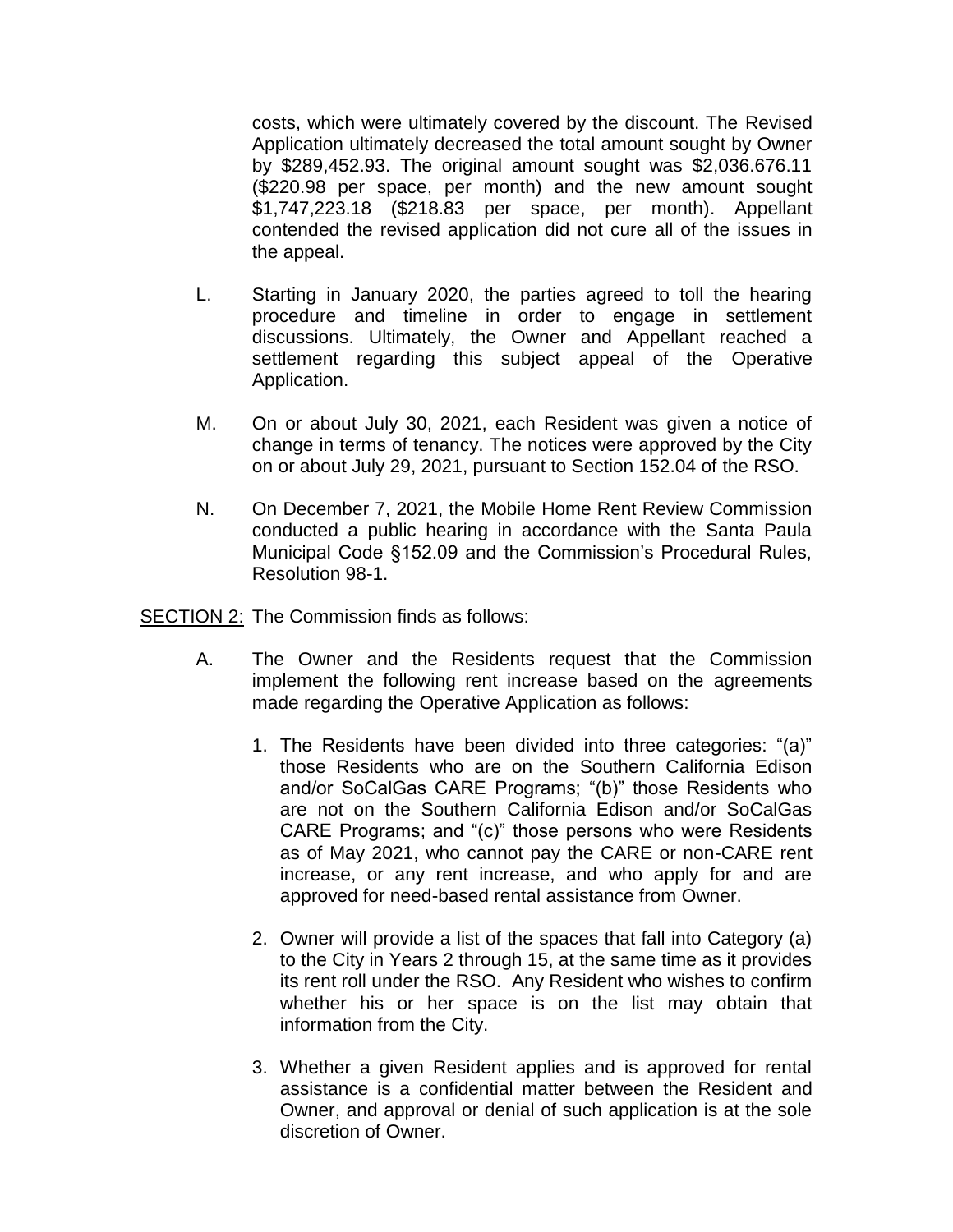costs, which were ultimately covered by the discount. The Revised Application ultimately decreased the total amount sought by Owner by $289,452.93. The original amount sought was $2,036.676.11 ($220.98 per space, per month) and the new amount sought $1,747,223.18 ($218.83 per space, per month). Appellant contended the revised application did not cure all of the issues in the appeal.

L. Starting in January 2020, the parties agreed to toll the hearing procedure and timeline in order to engage in settlement discussions. Ultimately, the Owner and Appellant reached a settlement regarding this subject appeal of the Operative Application.

M. On or about July 30, 2021, each Resident was given a notice of change in terms of tenancy. The notices were approved by the City on or about July 29, 2021, pursuant to Section 152.04 of the RSO.

N. On December 7, 2021, the Mobile Home Rent Review Commission conducted a public hearing in accordance with the Santa Paula Municipal Code §152.09 and the Commission's Procedural Rules, Resolution 98-1.

SECTION 2: The Commission finds as follows:

A. The Owner and the Residents request that the Commission implement the following rent increase based on the agreements made regarding the Operative Application as follows:

1. The Residents have been divided into three categories: "(a)" those Residents who are on the Southern California Edison and/or SoCalGas CARE Programs; "(b)" those Residents who are not on the Southern California Edison and/or SoCalGas CARE Programs; and "(c)" those persons who were Residents as of May 2021, who cannot pay the CARE or non-CARE rent increase, or any rent increase, and who apply for and are approved for need-based rental assistance from Owner.

2. Owner will provide a list of the spaces that fall into Category (a) to the City in Years 2 through 15, at the same time as it provides its rent roll under the RSO. Any Resident who wishes to confirm whether his or her space is on the list may obtain that information from the City.

3. Whether a given Resident applies and is approved for rental assistance is a confidential matter between the Resident and Owner, and approval or denial of such application is at the sole discretion of Owner.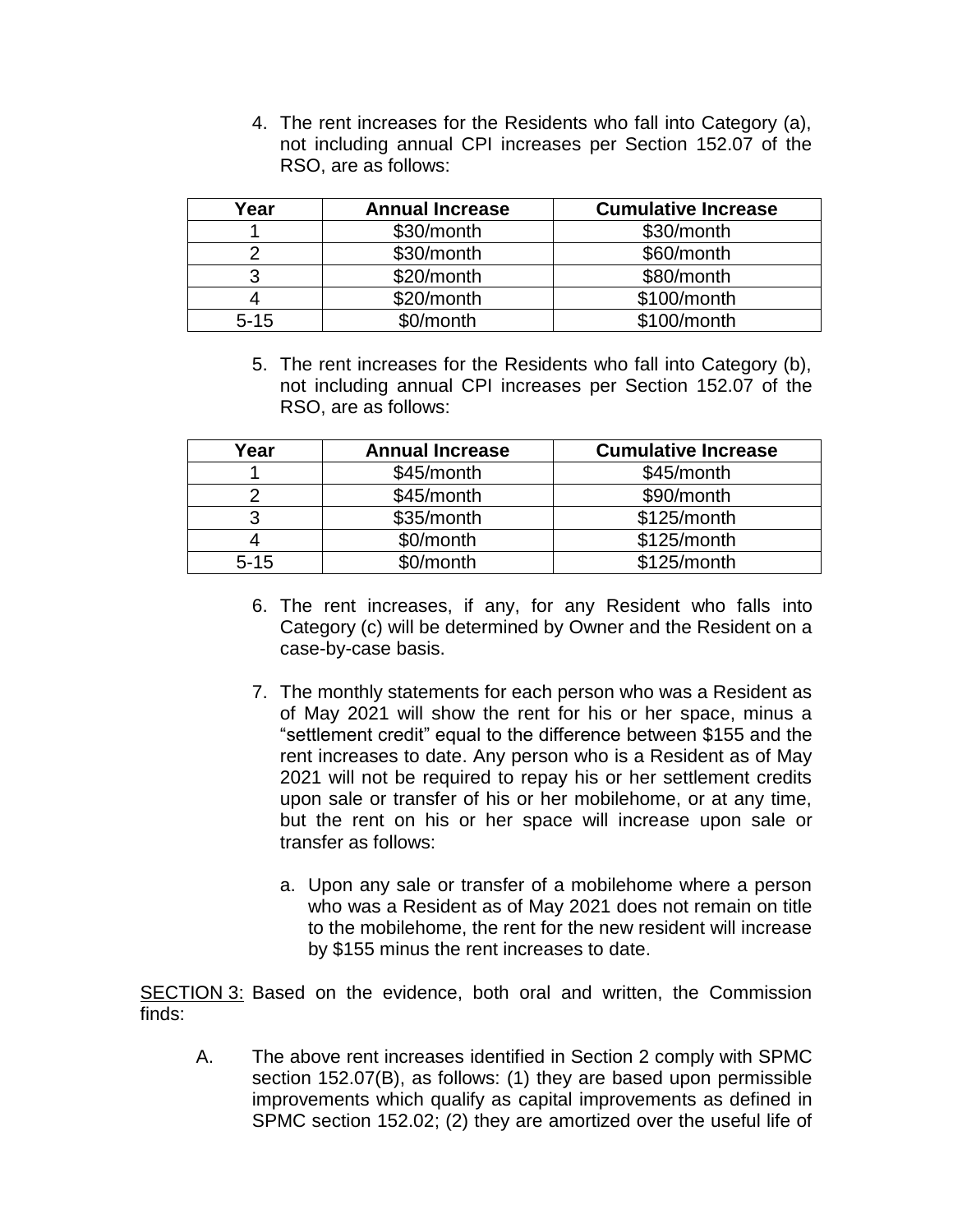4. The rent increases for the Residents who fall into Category (a), not including annual CPI increases per Section 152.07 of the RSO, are as follows:

| Year | Annual Increase | Cumulative Increase |
|---|---|---|
| 1 | \$30/month | \$30/month |
| 2 | \$30/month | \$60/month |
| 3 | \$20/month | \$80/month |
| 4 | \$20/month | \$100/month |
| 5-15 | \$0/month | \$100/month |

5. The rent increases for the Residents who fall into Category (b), not including annual CPI increases per Section 152.07 of the RSO, are as follows:

| Year | Annual Increase | Cumulative Increase |
|---|---|---|
| 1 | \$45/month | \$45/month |
| 2 | \$45/month | \$90/month |
| 3 | \$35/month | \$125/month |
| 4 | \$0/month | \$125/month |
| 5-15 | \$0/month | \$125/month |

6. The rent increases, if any, for any Resident who falls into Category (c) will be determined by Owner and the Resident on a case-by-case basis.

7. The monthly statements for each person who was a Resident as of May 2021 will show the rent for his or her space, minus a "settlement credit" equal to the difference between \$155 and the rent increases to date. Any person who is a Resident as of May 2021 will not be required to repay his or her settlement credits upon sale or transfer of his or her mobilehome, or at any time, but the rent on his or her space will increase upon sale or transfer as follows:

   a. Upon any sale or transfer of a mobilehome where a person who was a Resident as of May 2021 does not remain on title to the mobilehome, the rent for the new resident will increase by \$155 minus the rent increases to date.

SECTION 3: Based on the evidence, both oral and written, the Commission finds:

A. The above rent increases identified in Section 2 comply with SPMC section 152.07(B), as follows: (1) they are based upon permissible improvements which qualify as capital improvements as defined in SPMC section 152.02; (2) they are amortized over the useful life of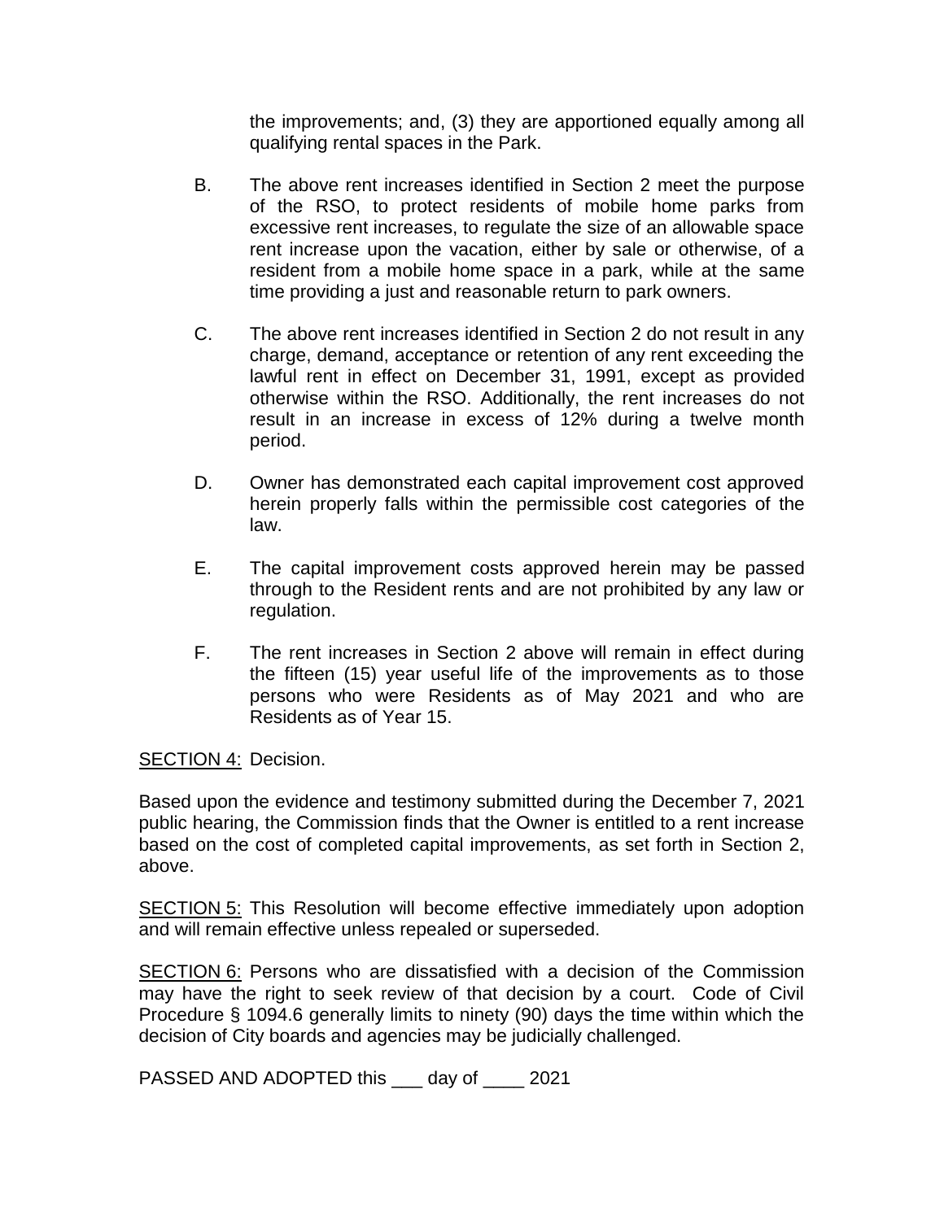the improvements; and, (3) they are apportioned equally among all qualifying rental spaces in the Park.

B. The above rent increases identified in Section 2 meet the purpose of the RSO, to protect residents of mobile home parks from excessive rent increases, to regulate the size of an allowable space rent increase upon the vacation, either by sale or otherwise, of a resident from a mobile home space in a park, while at the same time providing a just and reasonable return to park owners.

C. The above rent increases identified in Section 2 do not result in any charge, demand, acceptance or retention of any rent exceeding the lawful rent in effect on December 31, 1991, except as provided otherwise within the RSO. Additionally, the rent increases do not result in an increase in excess of 12% during a twelve month period.

D. Owner has demonstrated each capital improvement cost approved herein properly falls within the permissible cost categories of the law.

E. The capital improvement costs approved herein may be passed through to the Resident rents and are not prohibited by any law or regulation.

F. The rent increases in Section 2 above will remain in effect during the fifteen (15) year useful life of the improvements as to those persons who were Residents as of May 2021 and who are Residents as of Year 15.

<u>SECTION 4:</u> Decision.

Based upon the evidence and testimony submitted during the December 7, 2021 public hearing, the Commission finds that the Owner is entitled to a rent increase based on the cost of completed capital improvements, as set forth in Section 2, above.

<u>SECTION 5:</u> This Resolution will become effective immediately upon adoption and will remain effective unless repealed or superseded.

<u>SECTION 6:</u> Persons who are dissatisfied with a decision of the Commission may have the right to seek review of that decision by a court. Code of Civil Procedure § 1094.6 generally limits to ninety (90) days the time within which the decision of City boards and agencies may be judicially challenged.

PASSED AND ADOPTED this ___ day of ____ 2021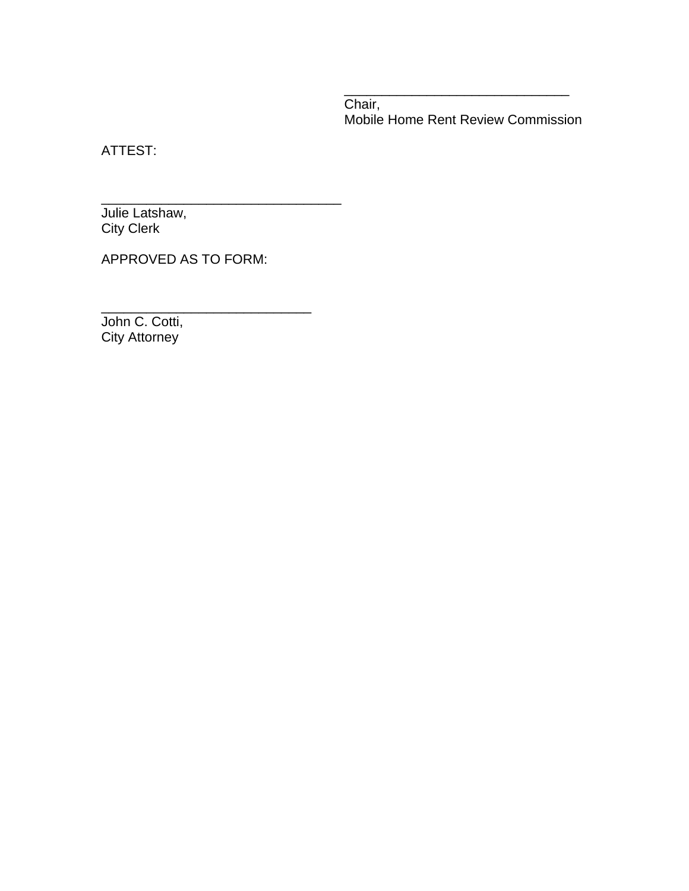\_\_\_\_\_\_\_\_\_\_\_\_\_\_\_\_\_\_\_\_\_\_\_\_\_\_\_\_\_\_
Chair,
Mobile Home Rent Review Commission

ATTEST:

\_\_\_\_\_\_\_\_\_\_\_\_\_\_\_\_\_\_\_\_\_\_\_\_\_\_\_\_\_\_\_\_
Julie Latshaw,
City Clerk

APPROVED AS TO FORM:

\_\_\_\_\_\_\_\_\_\_\_\_\_\_\_\_\_\_\_\_\_\_\_\_\_\_\_\_
John C. Cotti,
City Attorney